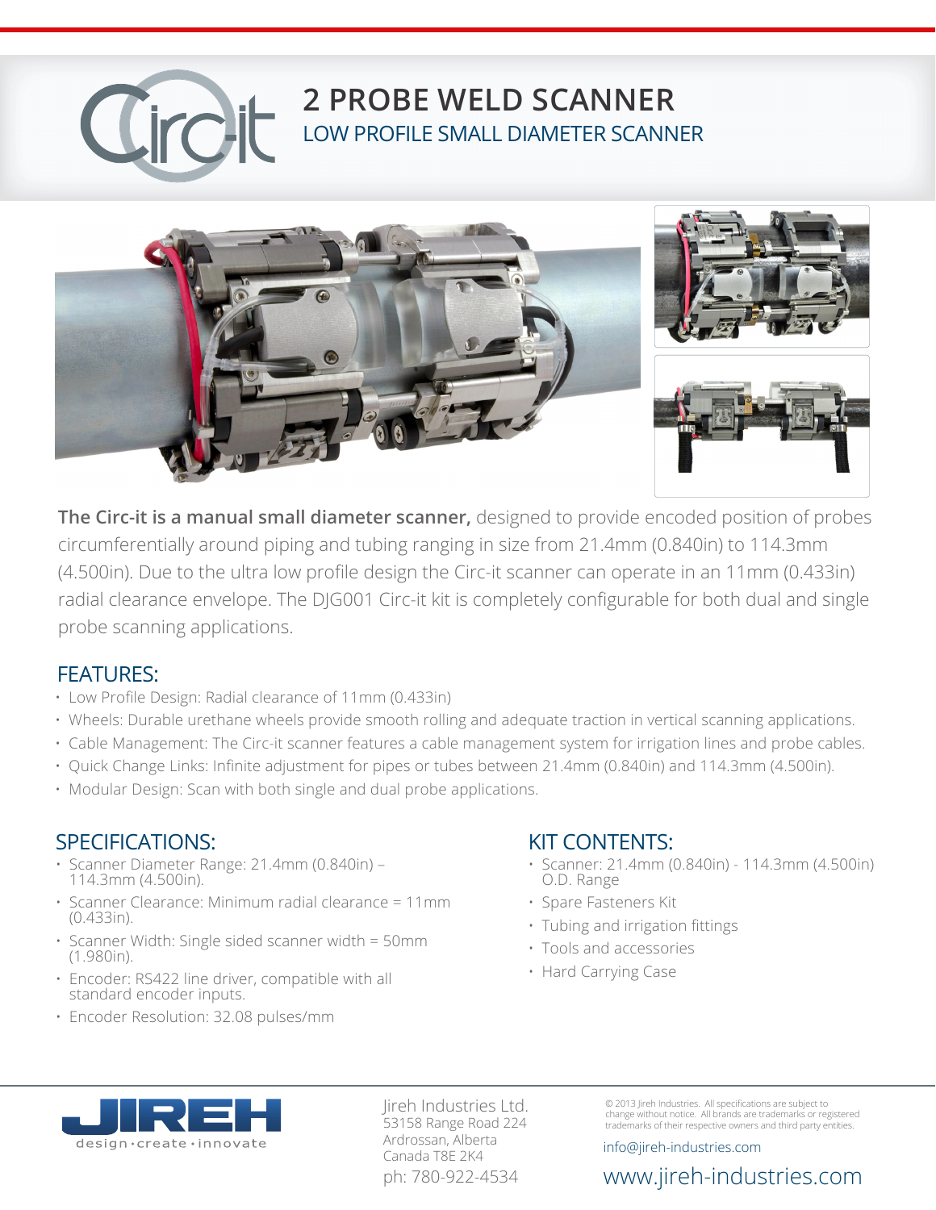# 2 PROBE WELD SCANNER

## LOW PROFILE SMALL DIAMETER SCANNER

**The Circ-it is a manual small diameter scanner,** designed to provide encoded position of probes circumferentially around piping and tubing ranging in size from 21.4mm (0.840in) to 114.3mm (4.500in). Due to the ultra low profile design the Circ-it scanner can operate in an 11mm (0.433in) radial clearance envelope. The DJG001 Circ-it kit is completely configurable for both dual and single probe scanning applications.

## FEATURES:

- Low Profile Design: Radial clearance of 11mm (0.433in)
- Wheels: Durable urethane wheels provide smooth rolling and adequate traction in vertical scanning applications.
- Cable Management: The Circ-it scanner features a cable management system for irrigation lines and probe cables.
- Quick Change Links: Infinite adjustment for pipes or tubes between 21.4mm (0.840in) and 114.3mm (4.500in).
- Modular Design: Scan with both single and dual probe applications.

## SPECIFICATIONS:

- Scanner Diameter Range: 21.4mm (0.840in) – 114.3mm (4.500in).
- Scanner Clearance: Minimum radial clearance = 11mm (0.433in).
- Scanner Width: Single sided scanner width = 50mm (1.980in).
- Encoder: RS422 line driver, compatible with all standard encoder inputs.
- Encoder Resolution: 32.08 pulses/mm

## KIT CONTENTS:

- Scanner: 21.4mm (0.840in) - 114.3mm (4.500in) O.D. Range
- Spare Fasteners Kit
- Tubing and irrigation fittings
- Tools and accessories
- Hard Carrying Case

JIREH design · create · innovate

Jireh Industries Ltd.
53158 Range Road 224
Ardrossan, Alberta
Canada T8E 2K4
ph: 780-922-4534

© 2013 Jireh Industries. All specifications are subject to change without notice. All brands are trademarks or registered trademarks of their respective owners and third party entities.

info@jireh-industries.com

www.jireh-industries.com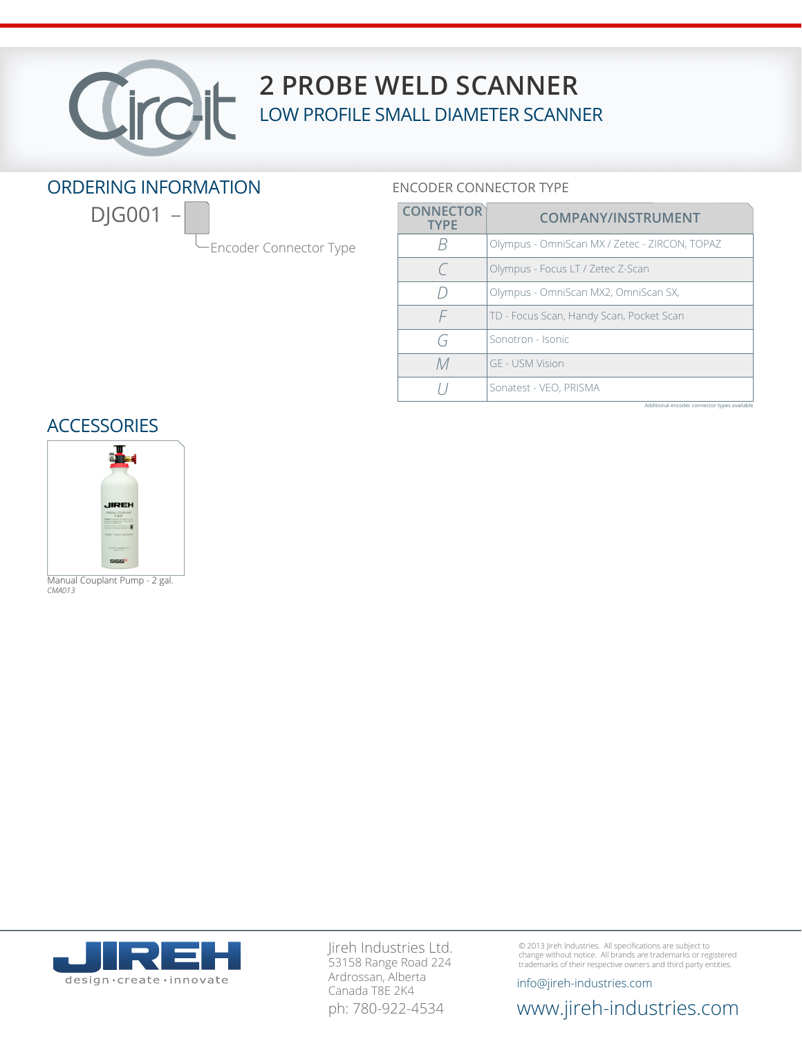# 2 PROBE WELD SCANNER

## LOW PROFILE SMALL DIAMETER SCANNER

## ORDERING INFORMATION

DJG001 – [ ]

└Encoder Connector Type

### ENCODER CONNECTOR TYPE

| CONNECTOR TYPE | COMPANY/INSTRUMENT |
|---|---|
| B | Olympus - OmniScan MX / Zetec - ZIRCON, TOPAZ |
| C | Olympus - Focus LT / Zetec Z-Scan |
| D | Olympus - OmniScan MX2, OmniScan SX, |
| F | TD - Focus Scan, Handy Scan, Pocket Scan |
| G | Sonotron - Isonic |
| M | GE - USM Vision |
| U | Sonatest - VEO, PRISMA |

Additional encoder connector types available

## ACCESSORIES

Manual Couplant Pump - 2 gal.
*CMA013*

JIREH design · create · innovate

Jireh Industries Ltd.
53158 Range Road 224
Ardrossan, Alberta
Canada T8E 2K4
ph: 780-922-4534

© 2013 Jireh Industries. All specifications are subject to change without notice. All brands are trademarks or registered trademarks of their respective owners and third party entities.

info@jireh-industries.com

www.jireh-industries.com